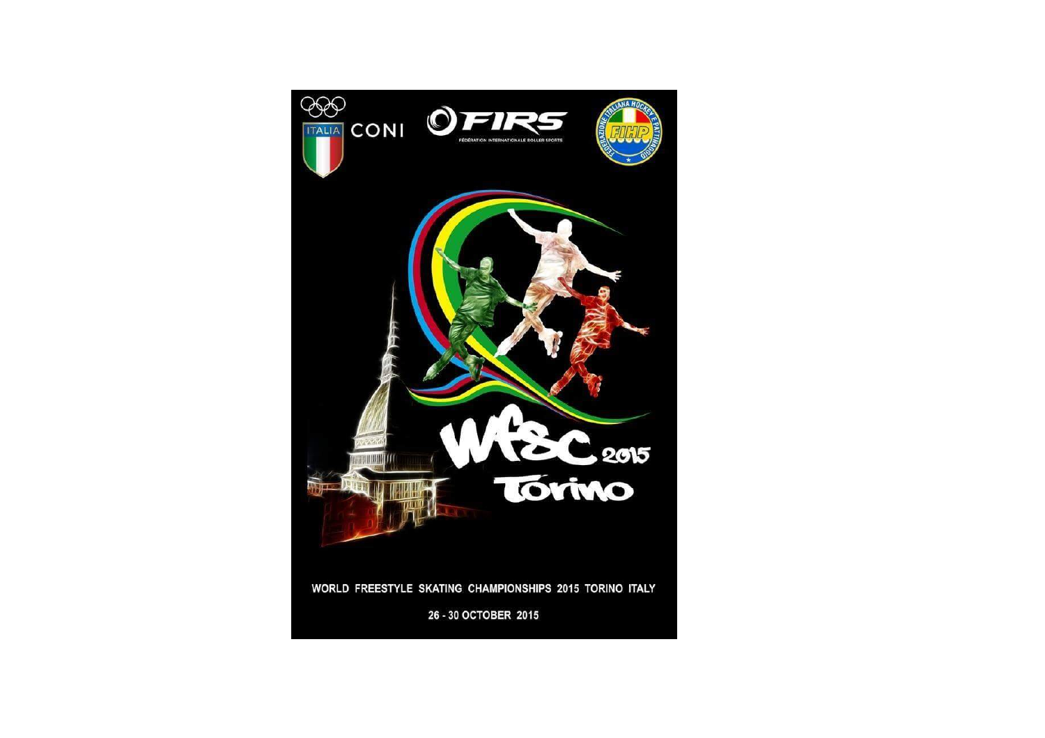ITALIA CONI

FIRS
FÉDÉRATION INTERNATIONALE ROLLER SPORTS

FEDERAZIONE ITALIANA HOCKEY E PATTINAGGIO
FIHP

# WFSC 2015 Torino

WORLD FREESTYLE SKATING CHAMPIONSHIPS 2015 TORINO ITALY

26 - 30 OCTOBER 2015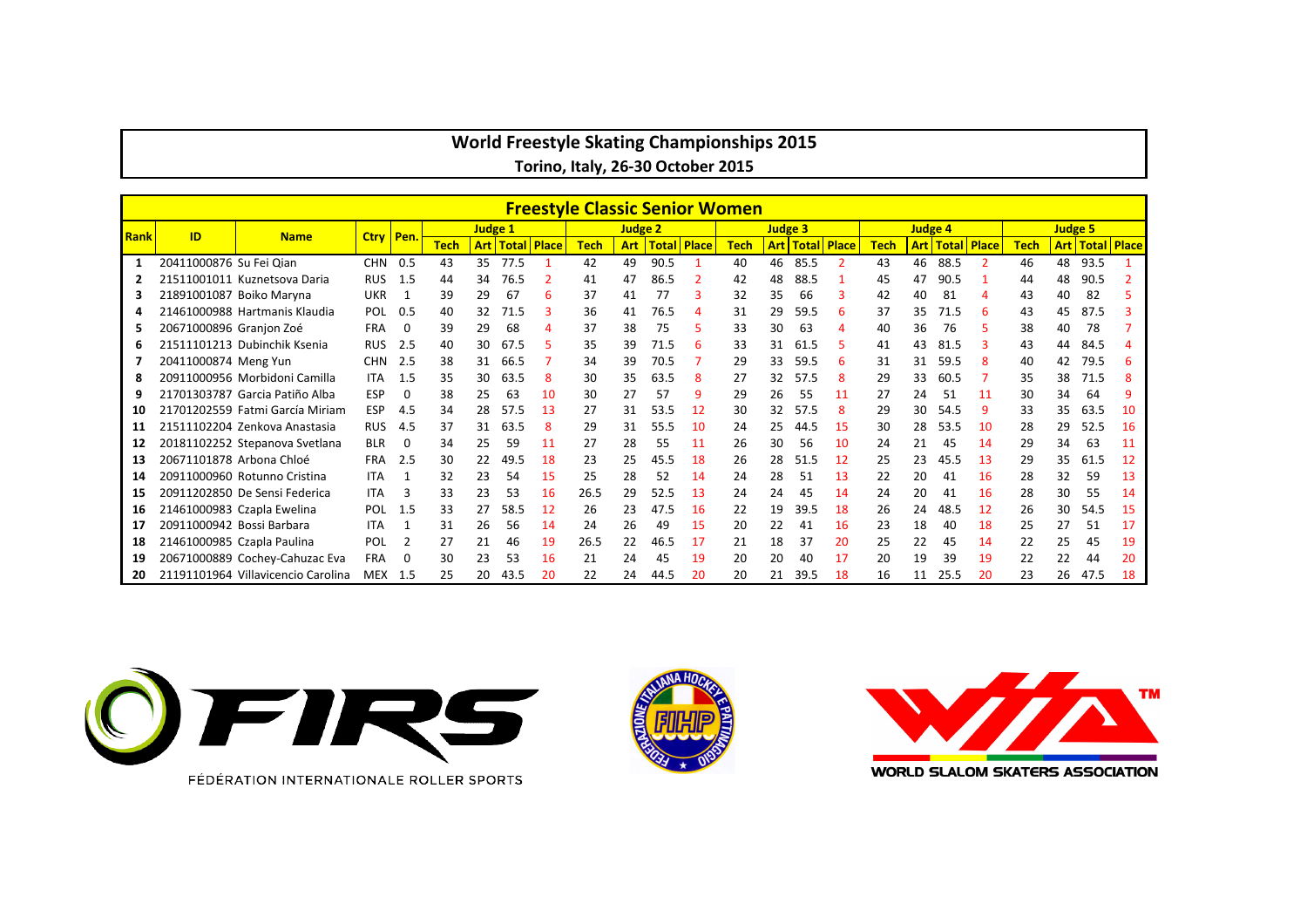# World Freestyle Skating Championships 2015

**Torino, Italy, 26-30 October 2015**

## Freestyle Classic Senior Women

| Rank | ID | Name | Ctry | Pen. | Judge 1 | | | | Judge 2 | | | | Judge 3 | | | | Judge 4 | | | | Judge 5 | | | |
|---|---|---|---|---|---|---|---|---|---|---|---|---|---|---|---|---|---|---|---|---|---|---|---|---|
| | | | | | Tech | Art | Total | Place | Tech | Art | Total | Place | Tech | Art | Total | Place | Tech | Art | Total | Place | Tech | Art | Total | Place |
| 1 | 20411000876 | Su Fei Qian | CHN | 0.5 | 43 | 35 | 77.5 | 1 | 42 | 49 | 90.5 | 1 | 40 | 46 | 85.5 | 2 | 43 | 46 | 88.5 | 2 | 46 | 48 | 93.5 | 1 |
| 2 | 21511001011 | Kuznetsova Daria | RUS | 1.5 | 44 | 34 | 76.5 | 2 | 41 | 47 | 86.5 | 2 | 42 | 48 | 88.5 | 1 | 45 | 47 | 90.5 | 1 | 44 | 48 | 90.5 | 2 |
| 3 | 21891001087 | Boiko Maryna | UKR | 1 | 39 | 29 | 67 | 6 | 37 | 41 | 77 | 3 | 32 | 35 | 66 | 3 | 42 | 40 | 81 | 4 | 43 | 40 | 82 | 5 |
| 4 | 21461000988 | Hartmanis Klaudia | POL | 0.5 | 40 | 32 | 71.5 | 3 | 36 | 41 | 76.5 | 4 | 31 | 29 | 59.5 | 6 | 37 | 35 | 71.5 | 6 | 43 | 45 | 87.5 | 3 |
| 5 | 20671000896 | Granjon Zoé | FRA | 0 | 39 | 29 | 68 | 4 | 37 | 38 | 75 | 5 | 33 | 30 | 63 | 4 | 40 | 36 | 76 | 5 | 38 | 40 | 78 | 7 |
| 6 | 21511101213 | Dubinchik Ksenia | RUS | 2.5 | 40 | 30 | 67.5 | 5 | 35 | 39 | 71.5 | 6 | 33 | 31 | 61.5 | 5 | 41 | 43 | 81.5 | 3 | 43 | 44 | 84.5 | 4 |
| 7 | 20411000874 | Meng Yun | CHN | 2.5 | 38 | 31 | 66.5 | 7 | 34 | 39 | 70.5 | 7 | 29 | 33 | 59.5 | 6 | 31 | 31 | 59.5 | 8 | 40 | 42 | 79.5 | 6 |
| 8 | 20911000956 | Morbidoni Camilla | ITA | 1.5 | 35 | 30 | 63.5 | 8 | 30 | 35 | 63.5 | 8 | 27 | 32 | 57.5 | 8 | 29 | 33 | 60.5 | 7 | 35 | 38 | 71.5 | 8 |
| 9 | 21701303787 | Garcia Patiño Alba | ESP | 0 | 38 | 25 | 63 | 10 | 30 | 27 | 57 | 9 | 29 | 26 | 55 | 11 | 27 | 24 | 51 | 11 | 30 | 34 | 64 | 9 |
| 10 | 21701202559 | Fatmi García Miriam | ESP | 4.5 | 34 | 28 | 57.5 | 13 | 27 | 31 | 53.5 | 12 | 30 | 32 | 57.5 | 8 | 29 | 30 | 54.5 | 9 | 33 | 35 | 63.5 | 10 |
| 11 | 21511102204 | Zenkova Anastasia | RUS | 4.5 | 37 | 31 | 63.5 | 8 | 29 | 31 | 55.5 | 10 | 24 | 25 | 44.5 | 15 | 30 | 28 | 53.5 | 10 | 28 | 29 | 52.5 | 16 |
| 12 | 20181102252 | Stepanova Svetlana | BLR | 0 | 34 | 25 | 59 | 11 | 27 | 28 | 55 | 11 | 26 | 30 | 56 | 10 | 24 | 21 | 45 | 14 | 29 | 34 | 63 | 11 |
| 13 | 20671101878 | Arbona Chloé | FRA | 2.5 | 30 | 22 | 49.5 | 18 | 23 | 25 | 45.5 | 18 | 26 | 28 | 51.5 | 12 | 25 | 23 | 45.5 | 13 | 29 | 35 | 61.5 | 12 |
| 14 | 20911000960 | Rotunno Cristina | ITA | 1 | 32 | 23 | 54 | 15 | 25 | 28 | 52 | 14 | 24 | 28 | 51 | 13 | 22 | 20 | 41 | 16 | 28 | 32 | 59 | 13 |
| 15 | 20911202850 | De Sensi Federica | ITA | 3 | 33 | 23 | 53 | 16 | 26.5 | 29 | 52.5 | 13 | 24 | 24 | 45 | 14 | 24 | 20 | 41 | 16 | 28 | 30 | 55 | 14 |
| 16 | 21461000983 | Czapla Ewelina | POL | 1.5 | 33 | 27 | 58.5 | 12 | 26 | 23 | 47.5 | 16 | 22 | 19 | 39.5 | 18 | 26 | 24 | 48.5 | 12 | 26 | 30 | 54.5 | 15 |
| 17 | 20911000942 | Bossi Barbara | ITA | 1 | 31 | 26 | 56 | 14 | 24 | 26 | 49 | 15 | 20 | 22 | 41 | 16 | 23 | 18 | 40 | 18 | 25 | 27 | 51 | 17 |
| 18 | 21461000985 | Czapla Paulina | POL | 2 | 27 | 21 | 46 | 19 | 26.5 | 22 | 46.5 | 17 | 21 | 18 | 37 | 20 | 25 | 22 | 45 | 14 | 22 | 25 | 45 | 19 |
| 19 | 20671000889 | Cochey-Cahuzac Eva | FRA | 0 | 30 | 23 | 53 | 16 | 21 | 24 | 45 | 19 | 20 | 20 | 40 | 17 | 20 | 19 | 39 | 19 | 22 | 22 | 44 | 20 |
| 20 | 21191101964 | Villavicencio Carolina | MEX | 1.5 | 25 | 20 | 43.5 | 20 | 22 | 24 | 44.5 | 20 | 20 | 21 | 39.5 | 18 | 16 | 11 | 25.5 | 20 | 23 | 26 | 47.5 | 18 |

FÉDÉRATION INTERNATIONALE ROLLER SPORTS

WORLD SLALOM SKATERS ASSOCIATION